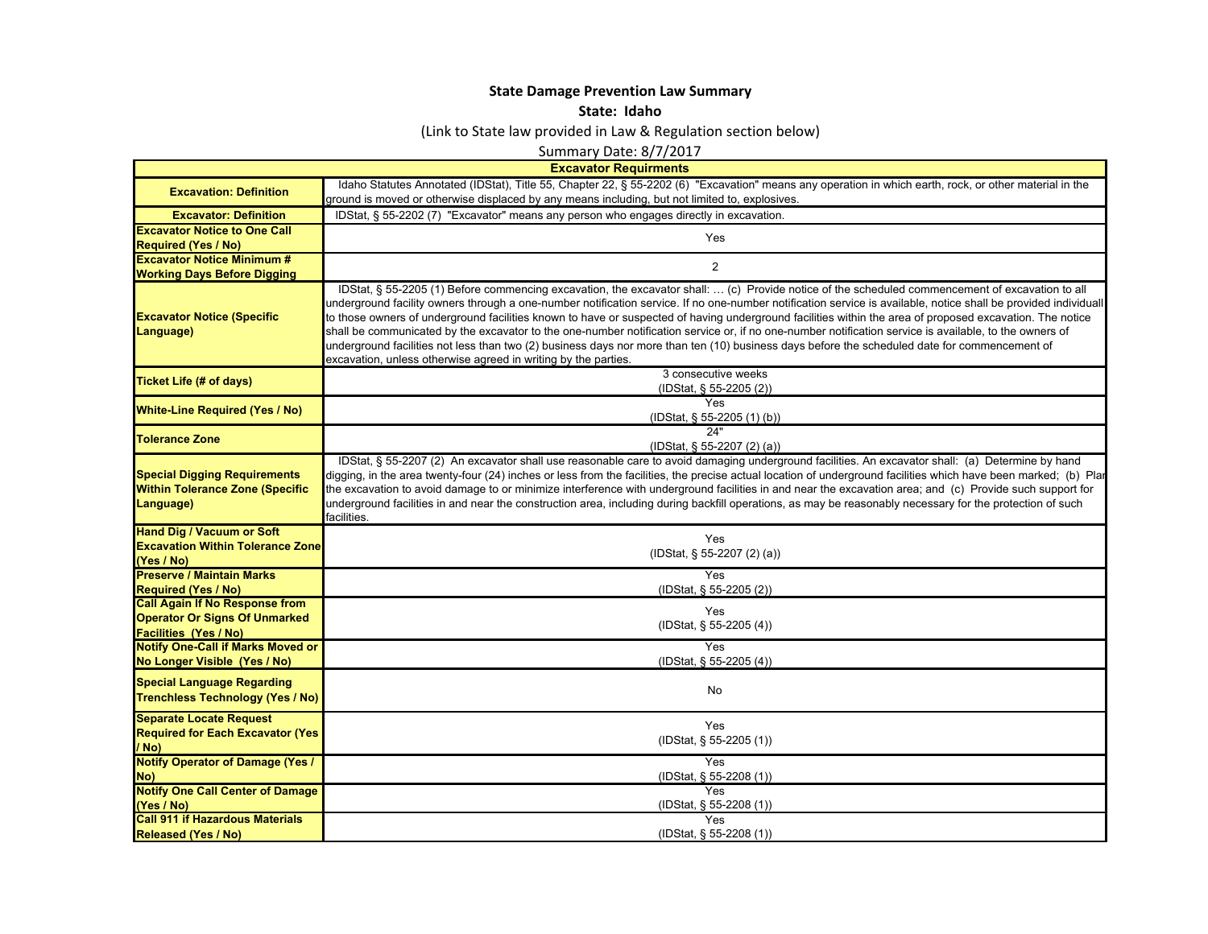**State Damage Prevention Law Summary**

**State: Idaho**

(Link to State law provided in Law & Regulation section below)

Summary Date: 8/7/2017

| **Excavator Requirments** | |
|---|---|
| **Excavation: Definition** | Idaho Statutes Annotated (IDStat), Title 55, Chapter 22, § 55-2202 (6) "Excavation" means any operation in which earth, rock, or other material in the ground is moved or otherwise displaced by any means including, but not limited to, explosives. |
| **Excavator: Definition** | IDStat, § 55-2202 (7) "Excavator" means any person who engages directly in excavation. |
| **Excavator Notice to One Call Required (Yes / No)** | Yes |
| **Excavator Notice Minimum # Working Days Before Digging** | 2 |
| **Excavator Notice (Specific Language)** | IDStat, § 55-2205 (1) Before commencing excavation, the excavator shall: … (c) Provide notice of the scheduled commencement of excavation to all underground facility owners through a one-number notification service. If no one-number notification service is available, notice shall be provided individuall to those owners of underground facilities known to have or suspected of having underground facilities within the area of proposed excavation. The notice shall be communicated by the excavator to the one-number notification service or, if no one-number notification service is available, to the owners of underground facilities not less than two (2) business days nor more than ten (10) business days before the scheduled date for commencement of excavation, unless otherwise agreed in writing by the parties. |
| **Ticket Life (# of days)** | 3 consecutive weeks (IDStat, § 55-2205 (2)) |
| **White-Line Required (Yes / No)** | Yes (IDStat, § 55-2205 (1) (b)) |
| **Tolerance Zone** | 24" (IDStat, § 55-2207 (2) (a)) |
| **Special Digging Requirements Within Tolerance Zone (Specific Language)** | IDStat, § 55-2207 (2) An excavator shall use reasonable care to avoid damaging underground facilities. An excavator shall: (a) Determine by hand digging, in the area twenty-four (24) inches or less from the facilities, the precise actual location of underground facilities which have been marked; (b) Plan the excavation to avoid damage to or minimize interference with underground facilities in and near the excavation area; and (c) Provide such support for underground facilities in and near the construction area, including during backfill operations, as may be reasonably necessary for the protection of such facilities. |
| **Hand Dig / Vacuum or Soft Excavation Within Tolerance Zone (Yes / No)** | Yes (IDStat, § 55-2207 (2) (a)) |
| **Preserve / Maintain Marks Required (Yes / No)** | Yes (IDStat, § 55-2205 (2)) |
| **Call Again If No Response from Operator Or Signs Of Unmarked Facilities (Yes / No)** | Yes (IDStat, § 55-2205 (4)) |
| **Notify One-Call if Marks Moved or No Longer Visible (Yes / No)** | Yes (IDStat, § 55-2205 (4)) |
| **Special Language Regarding Trenchless Technology (Yes / No)** | No |
| **Separate Locate Request Required for Each Excavator (Yes / No)** | Yes (IDStat, § 55-2205 (1)) |
| **Notify Operator of Damage (Yes / No)** | Yes (IDStat, § 55-2208 (1)) |
| **Notify One Call Center of Damage (Yes / No)** | Yes (IDStat, § 55-2208 (1)) |
| **Call 911 if Hazardous Materials Released (Yes / No)** | Yes (IDStat, § 55-2208 (1)) |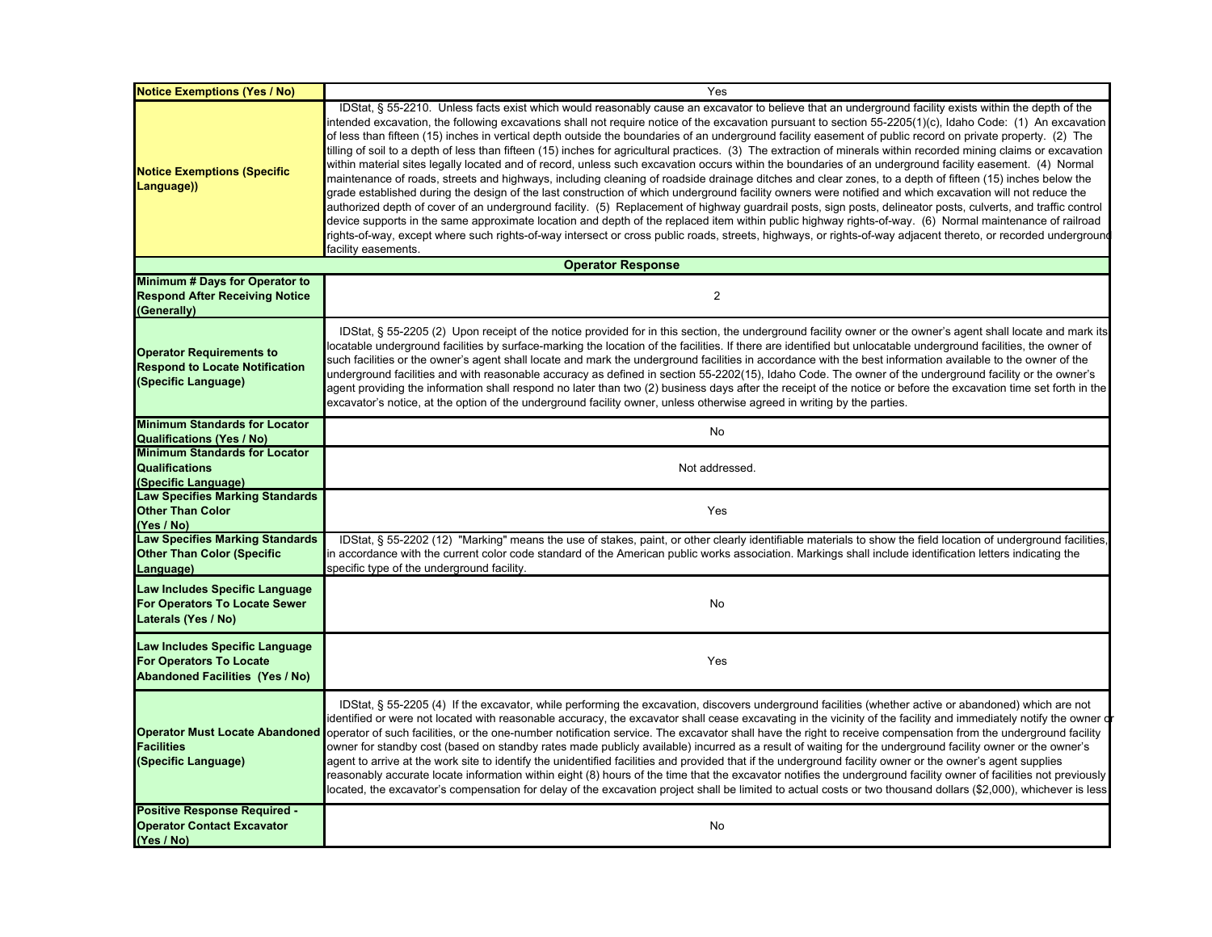| | |
|---|---|
| **Notice Exemptions (Yes / No)** | Yes |
| **Notice Exemptions (Specific Language))** | IDStat, § 55-2210. Unless facts exist which would reasonably cause an excavator to believe that an underground facility exists within the depth of the intended excavation, the following excavations shall not require notice of the excavation pursuant to section 55-2205(1)(c), Idaho Code: (1) An excavation of less than fifteen (15) inches in vertical depth outside the boundaries of an underground facility easement of public record on private property. (2) The tilling of soil to a depth of less than fifteen (15) inches for agricultural practices. (3) The extraction of minerals within recorded mining claims or excavation within material sites legally located and of record, unless such excavation occurs within the boundaries of an underground facility easement. (4) Normal maintenance of roads, streets and highways, including cleaning of roadside drainage ditches and clear zones, to a depth of fifteen (15) inches below the grade established during the design of the last construction of which underground facility owners were notified and which excavation will not reduce the authorized depth of cover of an underground facility. (5) Replacement of highway guardrail posts, sign posts, delineator posts, culverts, and traffic control device supports in the same approximate location and depth of the replaced item within public highway rights-of-way. (6) Normal maintenance of railroad rights-of-way, except where such rights-of-way intersect or cross public roads, streets, highways, or rights-of-way adjacent thereto, or recorded underground facility easements. |
| **Operator Response** | |
| **Minimum # Days for Operator to Respond After Receiving Notice (Generally)** | 2 |
| **Operator Requirements to Respond to Locate Notification (Specific Language)** | IDStat, § 55-2205 (2) Upon receipt of the notice provided for in this section, the underground facility owner or the owner's agent shall locate and mark its locatable underground facilities by surface-marking the location of the facilities. If there are identified but unlocatable underground facilities, the owner of such facilities or the owner's agent shall locate and mark the underground facilities in accordance with the best information available to the owner of the underground facilities and with reasonable accuracy as defined in section 55-2202(15), Idaho Code. The owner of the underground facility or the owner's agent providing the information shall respond no later than two (2) business days after the receipt of the notice or before the excavation time set forth in the excavator's notice, at the option of the underground facility owner, unless otherwise agreed in writing by the parties. |
| **Minimum Standards for Locator Qualifications (Yes / No)** | No |
| **Minimum Standards for Locator Qualifications (Specific Language)** | Not addressed. |
| **Law Specifies Marking Standards Other Than Color (Yes / No)** | Yes |
| **Law Specifies Marking Standards Other Than Color (Specific Language)** | IDStat, § 55-2202 (12) "Marking" means the use of stakes, paint, or other clearly identifiable materials to show the field location of underground facilities, in accordance with the current color code standard of the American public works association. Markings shall include identification letters indicating the specific type of the underground facility. |
| **Law Includes Specific Language For Operators To Locate Sewer Laterals (Yes / No)** | No |
| **Law Includes Specific Language For Operators To Locate Abandoned Facilities (Yes / No)** | Yes |
| **Operator Must Locate Abandoned Facilities (Specific Language)** | IDStat, § 55-2205 (4) If the excavator, while performing the excavation, discovers underground facilities (whether active or abandoned) which are not identified or were not located with reasonable accuracy, the excavator shall cease excavating in the vicinity of the facility and immediately notify the owner or operator of such facilities, or the one-number notification service. The excavator shall have the right to receive compensation from the underground facility owner for standby cost (based on standby rates made publicly available) incurred as a result of waiting for the underground facility owner or the owner's agent to arrive at the work site to identify the unidentified facilities and provided that if the underground facility owner or the owner's agent supplies reasonably accurate locate information within eight (8) hours of the time that the excavator notifies the underground facility owner of facilities not previously located, the excavator's compensation for delay of the excavation project shall be limited to actual costs or two thousand dollars ($2,000), whichever is less |
| **Positive Response Required - Operator Contact Excavator (Yes / No)** | No |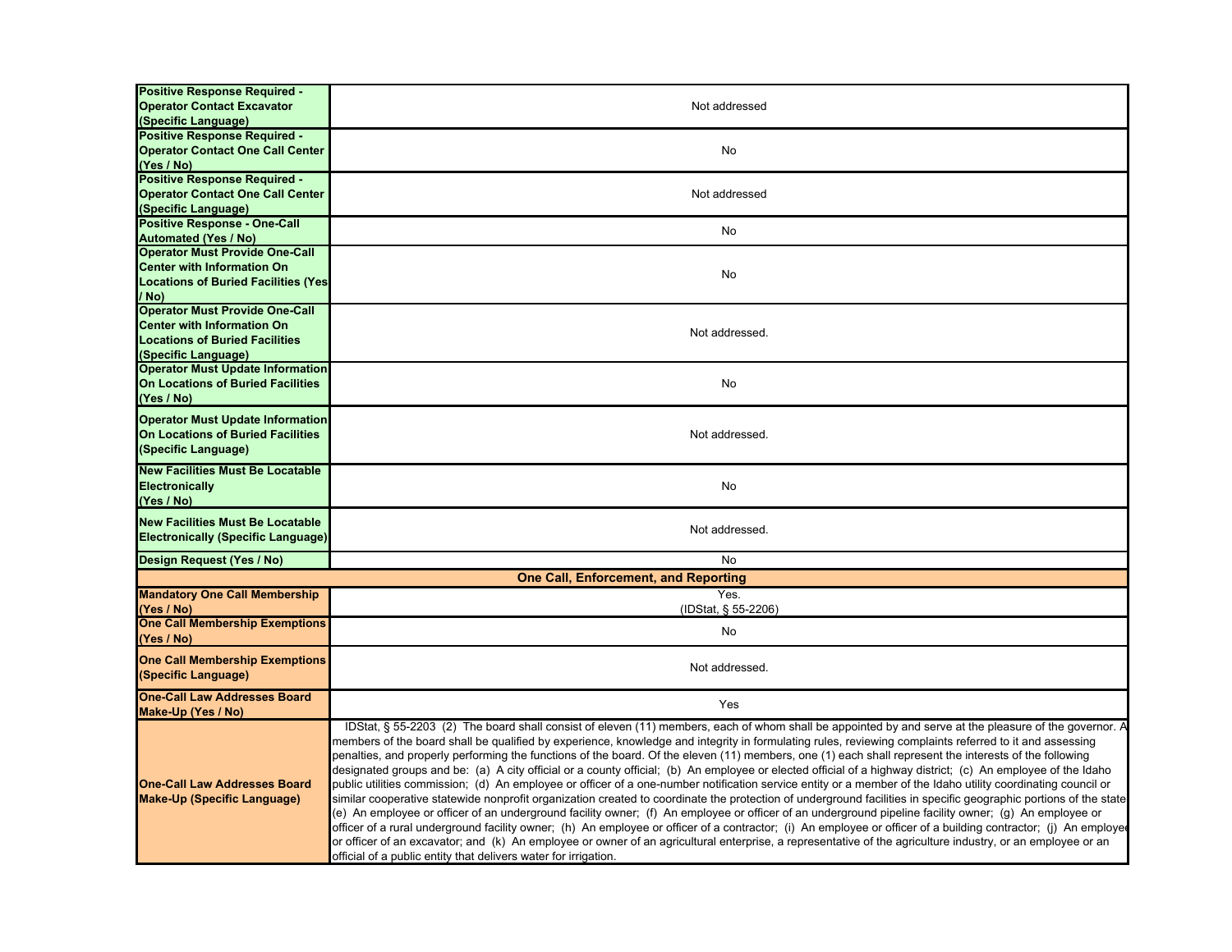| | |
|---|---|
| **Positive Response Required - Operator Contact Excavator (Specific Language)** | Not addressed |
| **Positive Response Required - Operator Contact One Call Center (Yes / No)** | No |
| **Positive Response Required - Operator Contact One Call Center (Specific Language)** | Not addressed |
| **Positive Response - One-Call Automated (Yes / No)** | No |
| **Operator Must Provide One-Call Center with Information On Locations of Buried Facilities (Yes / No)** | No |
| **Operator Must Provide One-Call Center with Information On Locations of Buried Facilities (Specific Language)** | Not addressed. |
| **Operator Must Update Information On Locations of Buried Facilities (Yes / No)** | No |
| **Operator Must Update Information On Locations of Buried Facilities (Specific Language)** | Not addressed. |
| **New Facilities Must Be Locatable Electronically (Yes / No)** | No |
| **New Facilities Must Be Locatable Electronically (Specific Language)** | Not addressed. |
| **Design Request (Yes / No)** | No |
| **One Call, Enforcement, and Reporting** | |
| **Mandatory One Call Membership (Yes / No)** | Yes. (IDStat, § 55-2206) |
| **One Call Membership Exemptions (Yes / No)** | No |
| **One Call Membership Exemptions (Specific Language)** | Not addressed. |
| **One-Call Law Addresses Board Make-Up (Yes / No)** | Yes |
| **One-Call Law Addresses Board Make-Up (Specific Language)** | IDStat, § 55-2203 (2) The board shall consist of eleven (11) members, each of whom shall be appointed by and serve at the pleasure of the governor. A members of the board shall be qualified by experience, knowledge and integrity in formulating rules, reviewing complaints referred to it and assessing penalties, and properly performing the functions of the board. Of the eleven (11) members, one (1) each shall represent the interests of the following designated groups and be: (a) A city official or a county official; (b) An employee or elected official of a highway district; (c) An employee of the Idaho public utilities commission; (d) An employee or officer of a one-number notification service entity or a member of the Idaho utility coordinating council or similar cooperative statewide nonprofit organization created to coordinate the protection of underground facilities in specific geographic portions of the state (e) An employee or officer of an underground facility owner; (f) An employee or officer of an underground pipeline facility owner; (g) An employee or officer of a rural underground facility owner; (h) An employee or officer of a contractor; (i) An employee or officer of a building contractor; (j) An employee or officer of an excavator; and (k) An employee or owner of an agricultural enterprise, a representative of the agriculture industry, or an employee or an official of a public entity that delivers water for irrigation. |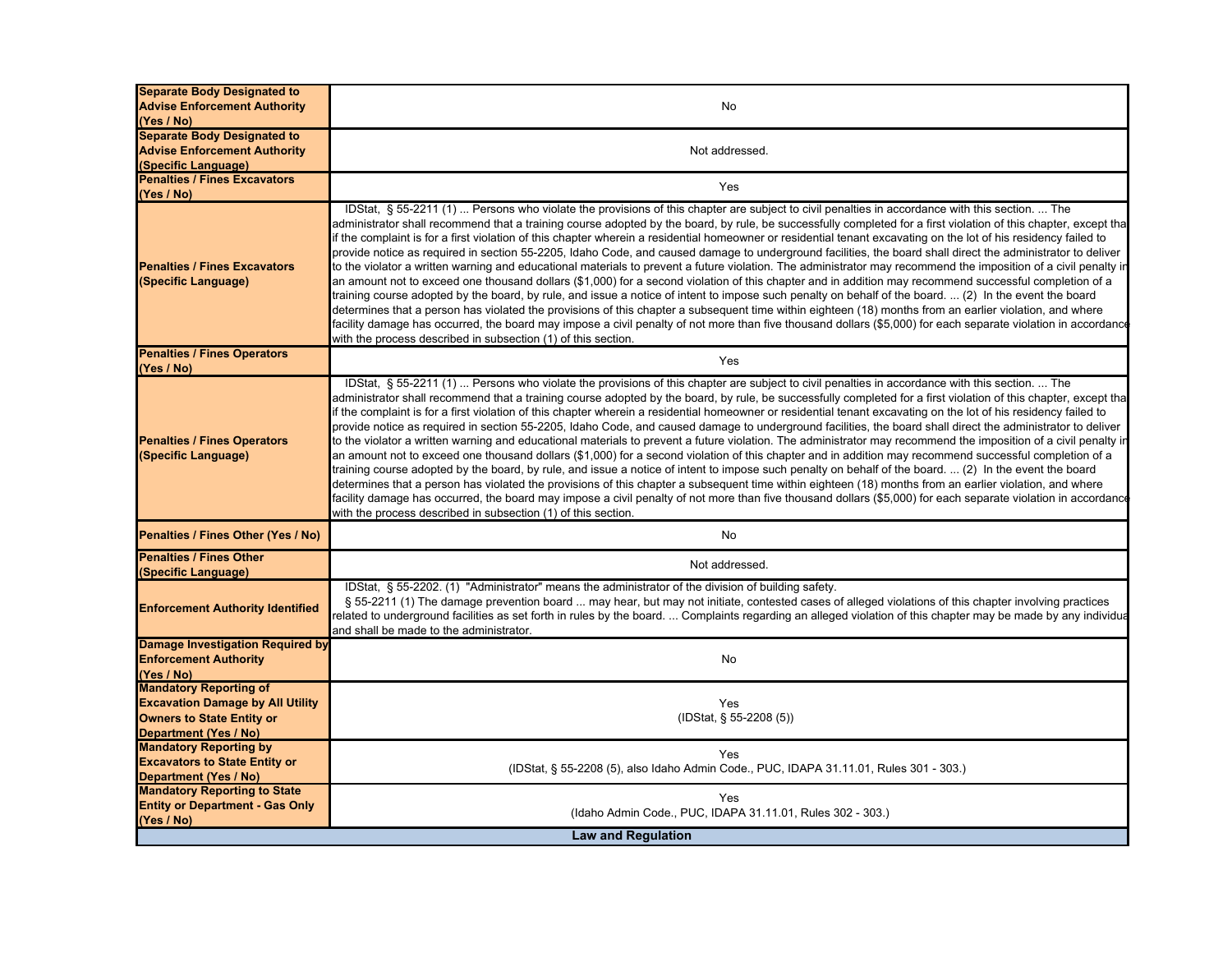| | |
|---|---|
| **Separate Body Designated to Advise Enforcement Authority (Yes / No)** | No |
| **Separate Body Designated to Advise Enforcement Authority (Specific Language)** | Not addressed. |
| **Penalties / Fines Excavators (Yes / No)** | Yes |
| **Penalties / Fines Excavators (Specific Language)** | IDStat, § 55-2211 (1) ... Persons who violate the provisions of this chapter are subject to civil penalties in accordance with this section. ... The administrator shall recommend that a training course adopted by the board, by rule, be successfully completed for a first violation of this chapter, except that if the complaint is for a first violation of this chapter wherein a residential homeowner or residential tenant excavating on the lot of his residency failed to provide notice as required in section 55-2205, Idaho Code, and caused damage to underground facilities, the board shall direct the administrator to deliver to the violator a written warning and educational materials to prevent a future violation. The administrator may recommend the imposition of a civil penalty in an amount not to exceed one thousand dollars ($1,000) for a second violation of this chapter and in addition may recommend successful completion of a training course adopted by the board, by rule, and issue a notice of intent to impose such penalty on behalf of the board. ... (2) In the event the board determines that a person has violated the provisions of this chapter a subsequent time within eighteen (18) months from an earlier violation, and where facility damage has occurred, the board may impose a civil penalty of not more than five thousand dollars ($5,000) for each separate violation in accordance with the process described in subsection (1) of this section. |
| **Penalties / Fines Operators (Yes / No)** | Yes |
| **Penalties / Fines Operators (Specific Language)** | IDStat, § 55-2211 (1) ... Persons who violate the provisions of this chapter are subject to civil penalties in accordance with this section. ... The administrator shall recommend that a training course adopted by the board, by rule, be successfully completed for a first violation of this chapter, except that if the complaint is for a first violation of this chapter wherein a residential homeowner or residential tenant excavating on the lot of his residency failed to provide notice as required in section 55-2205, Idaho Code, and caused damage to underground facilities, the board shall direct the administrator to deliver to the violator a written warning and educational materials to prevent a future violation. The administrator may recommend the imposition of a civil penalty in an amount not to exceed one thousand dollars ($1,000) for a second violation of this chapter and in addition may recommend successful completion of a training course adopted by the board, by rule, and issue a notice of intent to impose such penalty on behalf of the board. ... (2) In the event the board determines that a person has violated the provisions of this chapter a subsequent time within eighteen (18) months from an earlier violation, and where facility damage has occurred, the board may impose a civil penalty of not more than five thousand dollars ($5,000) for each separate violation in accordance with the process described in subsection (1) of this section. |
| **Penalties / Fines Other (Yes / No)** | No |
| **Penalties / Fines Other (Specific Language)** | Not addressed. |
| **Enforcement Authority Identified** | IDStat, § 55-2202. (1) "Administrator" means the administrator of the division of building safety. § 55-2211 (1) The damage prevention board ... may hear, but may not initiate, contested cases of alleged violations of this chapter involving practices related to underground facilities as set forth in rules by the board. ... Complaints regarding an alleged violation of this chapter may be made by any individual and shall be made to the administrator. |
| **Damage Investigation Required by Enforcement Authority (Yes / No)** | No |
| **Mandatory Reporting of Excavation Damage by All Utility Owners to State Entity or Department (Yes / No)** | Yes (IDStat, § 55-2208 (5)) |
| **Mandatory Reporting by Excavators to State Entity or Department (Yes / No)** | Yes (IDStat, § 55-2208 (5), also Idaho Admin Code., PUC, IDAPA 31.11.01, Rules 301 - 303.) |
| **Mandatory Reporting to State Entity or Department - Gas Only (Yes / No)** | Yes (Idaho Admin Code., PUC, IDAPA 31.11.01, Rules 302 - 303.) |
| **Law and Regulation** | |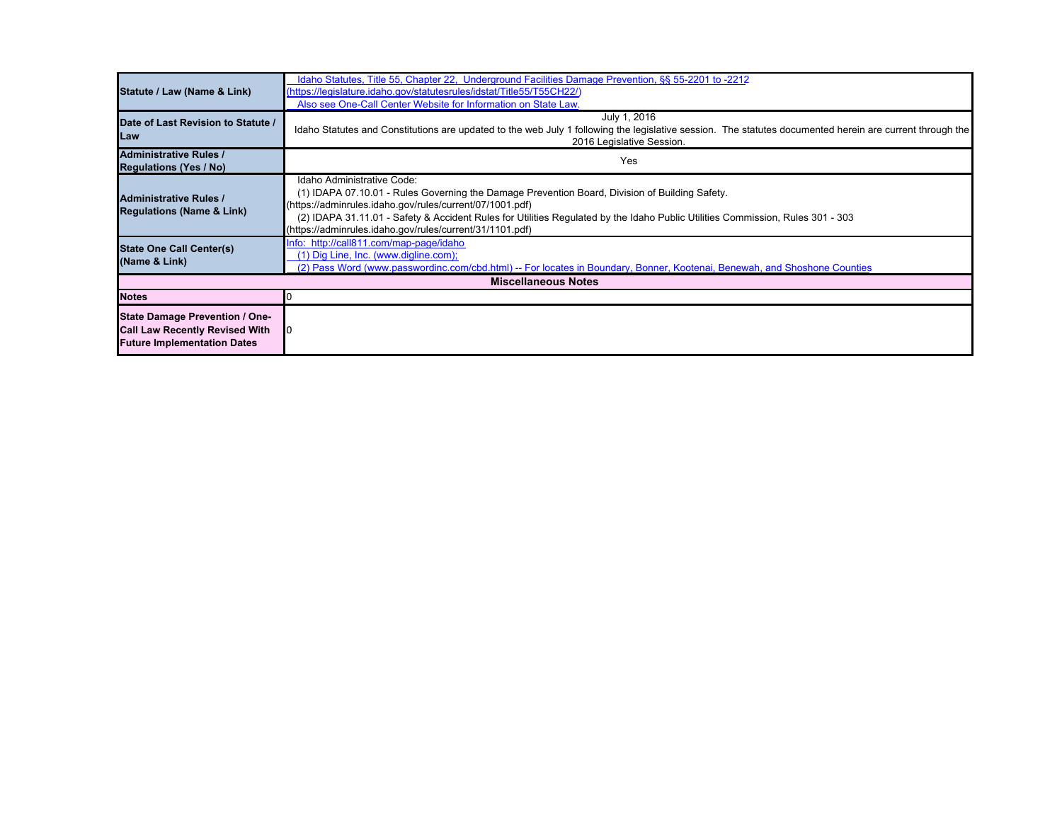| | |
|---|---|
| **Statute / Law (Name & Link)** | Idaho Statutes, Title 55, Chapter 22, Underground Facilities Damage Prevention, §§ 55-2201 to -2212 (https://legislature.idaho.gov/statutesrules/idstat/Title55/T55CH22/) Also see One-Call Center Website for Information on State Law. |
| **Date of Last Revision to Statute / Law** | July 1, 2016 Idaho Statutes and Constitutions are updated to the web July 1 following the legislative session. The statutes documented herein are current through the 2016 Legislative Session. |
| **Administrative Rules / Regulations (Yes / No)** | Yes |
| **Administrative Rules / Regulations (Name & Link)** | Idaho Administrative Code: (1) IDAPA 07.10.01 - Rules Governing the Damage Prevention Board, Division of Building Safety. (https://adminrules.idaho.gov/rules/current/07/1001.pdf) (2) IDAPA 31.11.01 - Safety & Accident Rules for Utilities Regulated by the Idaho Public Utilities Commission, Rules 301 - 303 (https://adminrules.idaho.gov/rules/current/31/1101.pdf) |
| **State One Call Center(s) (Name & Link)** | Info: http://call811.com/map-page/idaho (1) Dig Line, Inc. (www.digline.com); (2) Pass Word (www.passwordinc.com/cbd.html) -- For locates in Boundary, Bonner, Kootenai, Benewah, and Shoshone Counties |
| **Miscellaneous Notes** | |
| **Notes** | 0 |
| **State Damage Prevention / One-Call Law Recently Revised With Future Implementation Dates** | 0 |